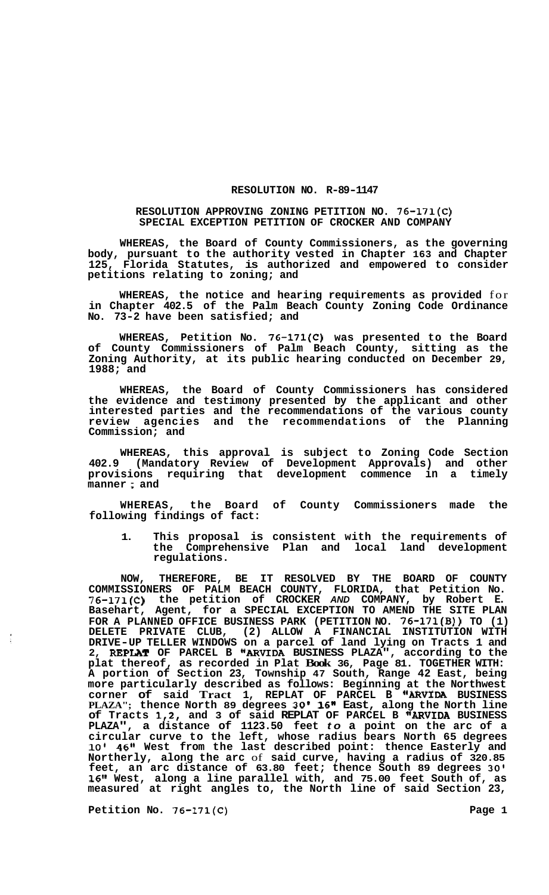# RESOLUTION NO. R-89-1147

## RESOLUTION APPROVING ZONING PETITION NO. 76-171(C) SPECIAL EXCEPTION PETITION OF CROCKER AND COMPANY

**WHEREAS, the Board of County Commissioners, as the governing body, pursuant to the authority vested in Chapter 163 and Chapter 125, Florida Statutes, is authorized and empowered to consider petitions relating to zoning; and**

**WHEREAS, the notice and hearing requirements as provided for in Chapter 402.5 of the Palm Beach County Zoning Code Ordinance No. 73-2 have been satisfied; and**

**WHEREAS, Petition No. 76-171(C) was presented to the Board of County Commissioners of Palm Beach County, sitting as the Zoning Authority, at its public hearing conducted on December 29, 1988; and**

**WHEREAS, the Board of County Commissioners has considered the evidence and testimony presented by the applicant and other interested parties and the recommendations of the various county review agencies and the recommendations of the Planning Commission; and**

**WHEREAS, this approval is subject to Zoning Code Section 402.9 (Mandatory Review of Development Approvals) and other provisions requiring that development commence in a timely manner; and**

**WHEREAS, the Board of County Commissioners made the following findings of fact:**

1. **This proposal is consistent with the requirements of the Comprehensive Plan and local land development regulations.**

**NOW, THEREFORE, BE IT RESOLVED BY THE BOARD OF COUNTY COMMISSIONERS OF PALM BEACH COUNTY, FLORIDA, that Petition No. 76-171(C) the petition of CROCKER *AND* COMPANY, by Robert E. Basehart, Agent, for a SPECIAL EXCEPTION TO AMEND THE SITE PLAN FOR A PLANNED OFFICE BUSINESS PARK (PETITION NO. 76-171(B)) TO (1) DELETE PRIVATE CLUB, (2) ALLOW A FINANCIAL INSTITUTION WITH DRIVE-UP TELLER WINDOWS on a parcel of land lying on Tracts 1 and 2, REPLAT OF PARCEL B "ARVIDA BUSINESS PLAZA", according to the plat thereof, as recorded in Plat Book 36, Page 81. TOGETHER WITH: A portion of Section 23, Township 47 South, Range 42 East, being more particularly described as follows: Beginning at the Northwest corner of said Tract 1, REPLAT OF PARCEL B "ARVIDA BUSINESS PLAZA"; thence North 89 degrees 30' 16" East, along the North line of Tracts 1,2, and 3 of said REPLAT OF PARCEL B "ARVIDA BUSINESS PLAZA", a distance of 1123.50 feet *to* a point on the arc of a circular curve to the left, whose radius bears North 65 degrees 10' 46" West from the last described point: thence Easterly and Northerly, along the arc of said curve, having a radius of 320.85 feet, an arc distance of 63.80 feet; thence South 89 degrees 30' 16" West, along a line parallel with, and 75.00 feet South of, as measured at right angles to, the North line of said Section 23,**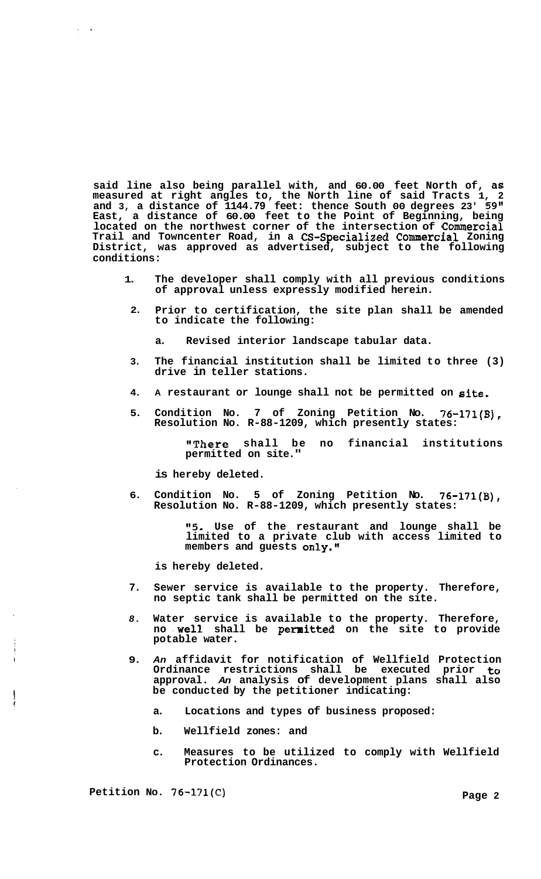**said line also being parallel with, and 60.00 feet North of, as measured at right angles to, the North line of said Tracts 1, 2 and 3, a distance of 1144.79 feet: thence South 00 degrees 23' 59" East, a distance of 60.00 feet to the Point of Beginning, being located on the northwest corner of the intersection of Commercial Trail and Towncenter Road, in a CS-Specialized Commercial Zoning District, was approved as advertised, subject to the following conditions:**

1. **The developer shall comply with all previous conditions of approval unless expressly modified herein.**

2. **Prior to certification, the site plan shall be amended to indicate the following:**

   a. **Revised interior landscape tabular data.**

3. **The financial institution shall be limited to three (3) drive in teller stations.**

4. **A restaurant or lounge shall not be permitted on site.**

5. **Condition No. 7 of Zoning Petition No. 76-171(B), Resolution No. R-88-1209, which presently states:**

   **"There shall be no financial institutions permitted on site."**

   **is hereby deleted.**

6. **Condition No. 5 of Zoning Petition No. 76-171(B), Resolution No. R-88-1209, which presently states:**

   **"5. Use of the restaurant and lounge shall be limited to a private club with access limited to members and guests only."**

   **is hereby deleted.**

7. **Sewer service is available to the property. Therefore, no septic tank shall be permitted on the site.**

8. **Water service is available to the property. Therefore, no well shall be permitted on the site to provide potable water.**

9. **An affidavit for notification of Wellfield Protection Ordinance restrictions shall be executed prior to approval. An analysis of development plans shall also be conducted by the petitioner indicating:**

   a. **Locations and types of business proposed:**

   b. **Wellfield zones: and**

   c. **Measures to be utilized to comply with Wellfield Protection Ordinances.**

**Petition No. 76-171(C)**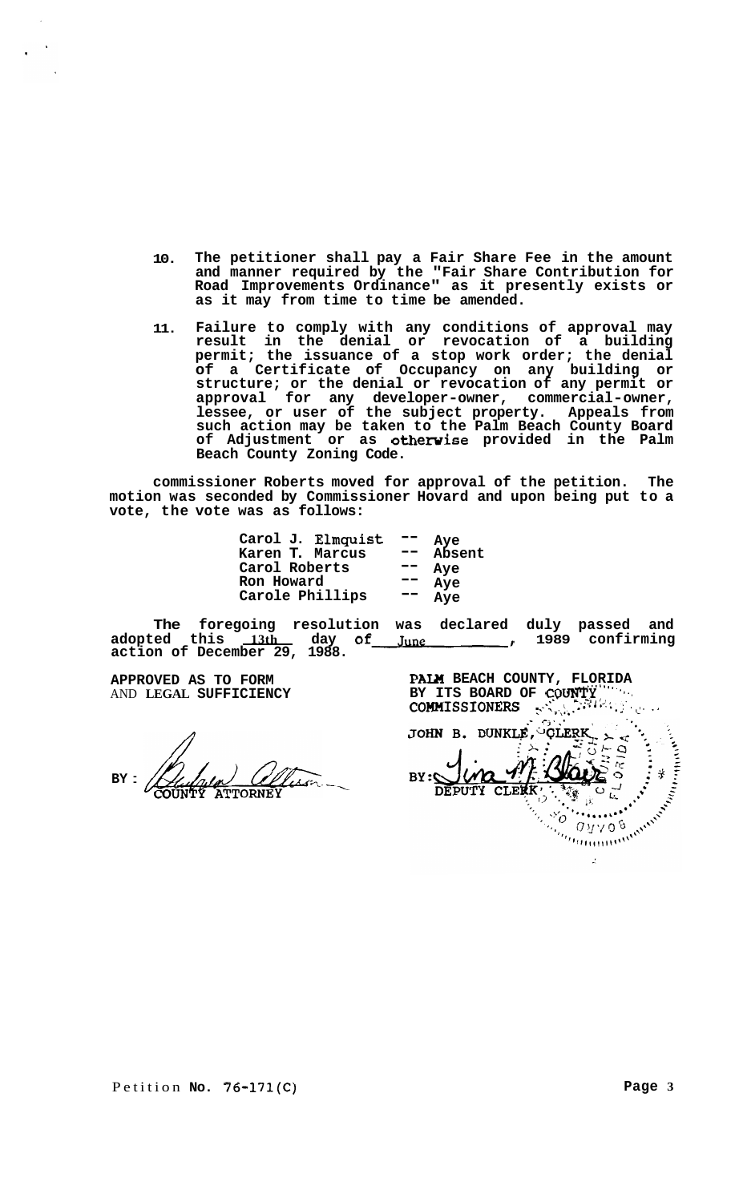10. The petitioner shall pay a Fair Share Fee in the amount and manner required by the "Fair Share Contribution for Road Improvements Ordinance" as it presently exists or as it may from time to time be amended.

11. Failure to comply with any conditions of approval may result in the denial or revocation of a building permit; the issuance of a stop work order; the denial of a Certificate of Occupancy on any building or structure; or the denial or revocation of any permit or approval for any developer-owner, commercial-owner, lessee, or user of the subject property. Appeals from such action may be taken to the Palm Beach County Board of Adjustment or as otherwise provided in the Palm Beach County Zoning Code.

Commissioner Roberts moved for approval of the petition. The motion was seconded by Commissioner Howard and upon being put to a vote, the vote was as follows:

| | | |
|---|---|---|
| Carol J. Elmquist | -- | Aye |
| Karen T. Marcus | -- | Absent |
| Carol Roberts | -- | Aye |
| Ron Howard | -- | Aye |
| Carole Phillips | -- | Aye |

The foregoing resolution was declared duly passed and adopted this 13th day of June, 1989 confirming action of December 29, 1988.

APPROVED AS TO FORM AND LEGAL SUFFICIENCY

BY: COUNTY ATTORNEY

PALM BEACH COUNTY, FLORIDA BY ITS BOARD OF COUNTY COMMISSIONERS

JOHN B. DUNKLE, CLERK

BY: DEPUTY CLERK

Petition No. 76-171(C)